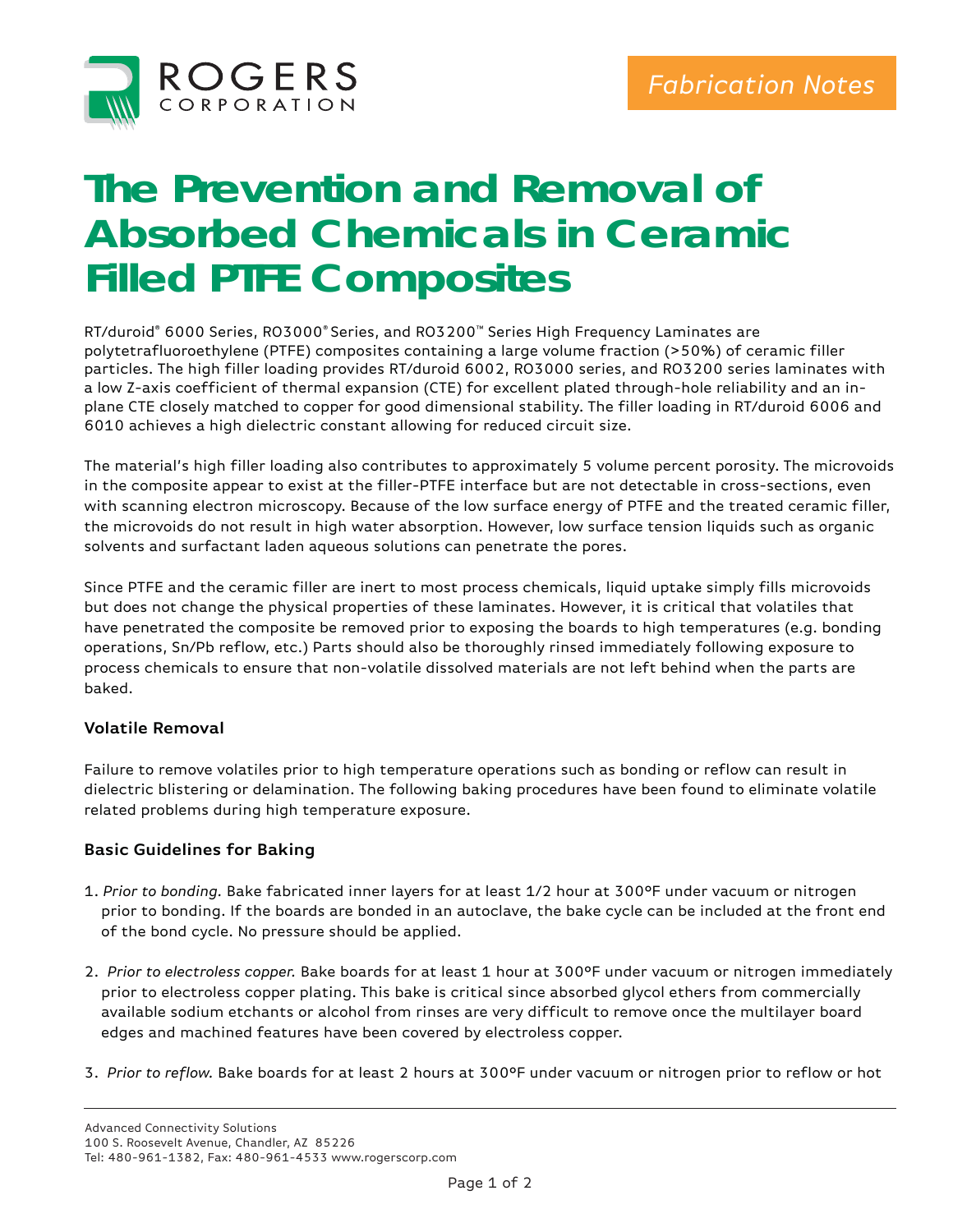Fabrication Notes

# The Prevention and Removal of Absorbed Chemicals in Ceramic Filled PTFE Composites

RT/duroid® 6000 Series, RO3000® Series, and RO3200™ Series High Frequency Laminates are polytetrafluoroethylene (PTFE) composites containing a large volume fraction (>50%) of ceramic filler particles. The high filler loading provides RT/duroid 6002, RO3000 series, and RO3200 series laminates with a low Z-axis coefficient of thermal expansion (CTE) for excellent plated through-hole reliability and an in-plane CTE closely matched to copper for good dimensional stability. The filler loading in RT/duroid 6006 and 6010 achieves a high dielectric constant allowing for reduced circuit size.

The material's high filler loading also contributes to approximately 5 volume percent porosity. The microvoids in the composite appear to exist at the filler-PTFE interface but are not detectable in cross-sections, even with scanning electron microscopy. Because of the low surface energy of PTFE and the treated ceramic filler, the microvoids do not result in high water absorption. However, low surface tension liquids such as organic solvents and surfactant laden aqueous solutions can penetrate the pores.

Since PTFE and the ceramic filler are inert to most process chemicals, liquid uptake simply fills microvoids but does not change the physical properties of these laminates. However, it is critical that volatiles that have penetrated the composite be removed prior to exposing the boards to high temperatures (e.g. bonding operations, Sn/Pb reflow, etc.) Parts should also be thoroughly rinsed immediately following exposure to process chemicals to ensure that non-volatile dissolved materials are not left behind when the parts are baked.

### Volatile Removal

Failure to remove volatiles prior to high temperature operations such as bonding or reflow can result in dielectric blistering or delamination. The following baking procedures have been found to eliminate volatile related problems during high temperature exposure.

### Basic Guidelines for Baking

1. *Prior to bonding.* Bake fabricated inner layers for at least 1/2 hour at 300°F under vacuum or nitrogen prior to bonding. If the boards are bonded in an autoclave, the bake cycle can be included at the front end of the bond cycle. No pressure should be applied.

2. *Prior to electroless copper.* Bake boards for at least 1 hour at 300°F under vacuum or nitrogen immediately prior to electroless copper plating. This bake is critical since absorbed glycol ethers from commercially available sodium etchants or alcohol from rinses are very difficult to remove once the multilayer board edges and machined features have been covered by electroless copper.

3. *Prior to reflow.* Bake boards for at least 2 hours at 300°F under vacuum or nitrogen prior to reflow or hot

Advanced Connectivity Solutions
100 S. Roosevelt Avenue, Chandler, AZ 85226
Tel: 480-961-1382, Fax: 480-961-4533 www.rogerscorp.com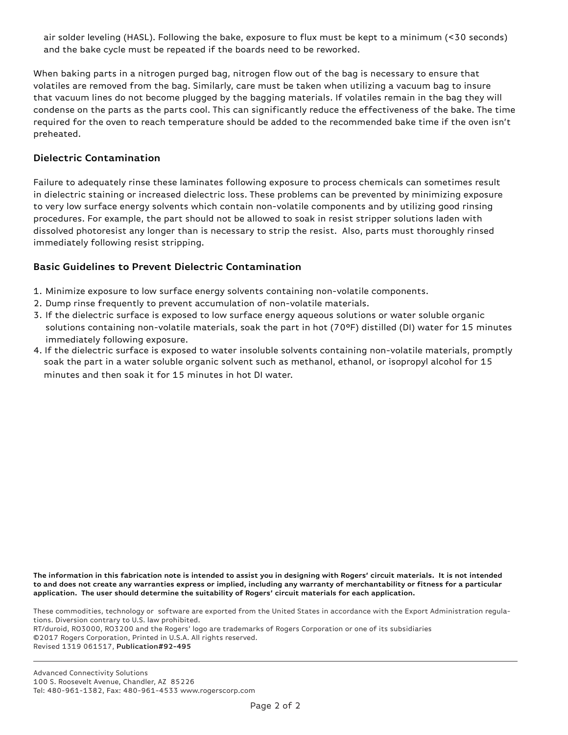air solder leveling (HASL). Following the bake, exposure to flux must be kept to a minimum (<30 seconds) and the bake cycle must be repeated if the boards need to be reworked.

When baking parts in a nitrogen purged bag, nitrogen flow out of the bag is necessary to ensure that volatiles are removed from the bag. Similarly, care must be taken when utilizing a vacuum bag to insure that vacuum lines do not become plugged by the bagging materials. If volatiles remain in the bag they will condense on the parts as the parts cool. This can significantly reduce the effectiveness of the bake. The time required for the oven to reach temperature should be added to the recommended bake time if the oven isn't preheated.

### Dielectric Contamination

Failure to adequately rinse these laminates following exposure to process chemicals can sometimes result in dielectric staining or increased dielectric loss. These problems can be prevented by minimizing exposure to very low surface energy solvents which contain non-volatile components and by utilizing good rinsing procedures. For example, the part should not be allowed to soak in resist stripper solutions laden with dissolved photoresist any longer than is necessary to strip the resist. Also, parts must thoroughly rinsed immediately following resist stripping.

### Basic Guidelines to Prevent Dielectric Contamination

1. Minimize exposure to low surface energy solvents containing non-volatile components.
2. Dump rinse frequently to prevent accumulation of non-volatile materials.
3. If the dielectric surface is exposed to low surface energy aqueous solutions or water soluble organic solutions containing non-volatile materials, soak the part in hot (70ºF) distilled (DI) water for 15 minutes immediately following exposure.
4. If the dielectric surface is exposed to water insoluble solvents containing non-volatile materials, promptly soak the part in a water soluble organic solvent such as methanol, ethanol, or isopropyl alcohol for 15 minutes and then soak it for 15 minutes in hot DI water.

**The information in this fabrication note is intended to assist you in designing with Rogers' circuit materials. It is not intended to and does not create any warranties express or implied, including any warranty of merchantability or fitness for a particular application. The user should determine the suitability of Rogers' circuit materials for each application.**

These commodities, technology or software are exported from the United States in accordance with the Export Administration regulations. Diversion contrary to U.S. law prohibited.
RT/duroid, RO3000, RO3200 and the Rogers' logo are trademarks of Rogers Corporation or one of its subsidiaries
©2017 Rogers Corporation, Printed in U.S.A. All rights reserved.
Revised 1319 061517, **Publication#92-495**

Advanced Connectivity Solutions
100 S. Roosevelt Avenue, Chandler, AZ 85226
Tel: 480-961-1382, Fax: 480-961-4533 www.rogerscorp.com